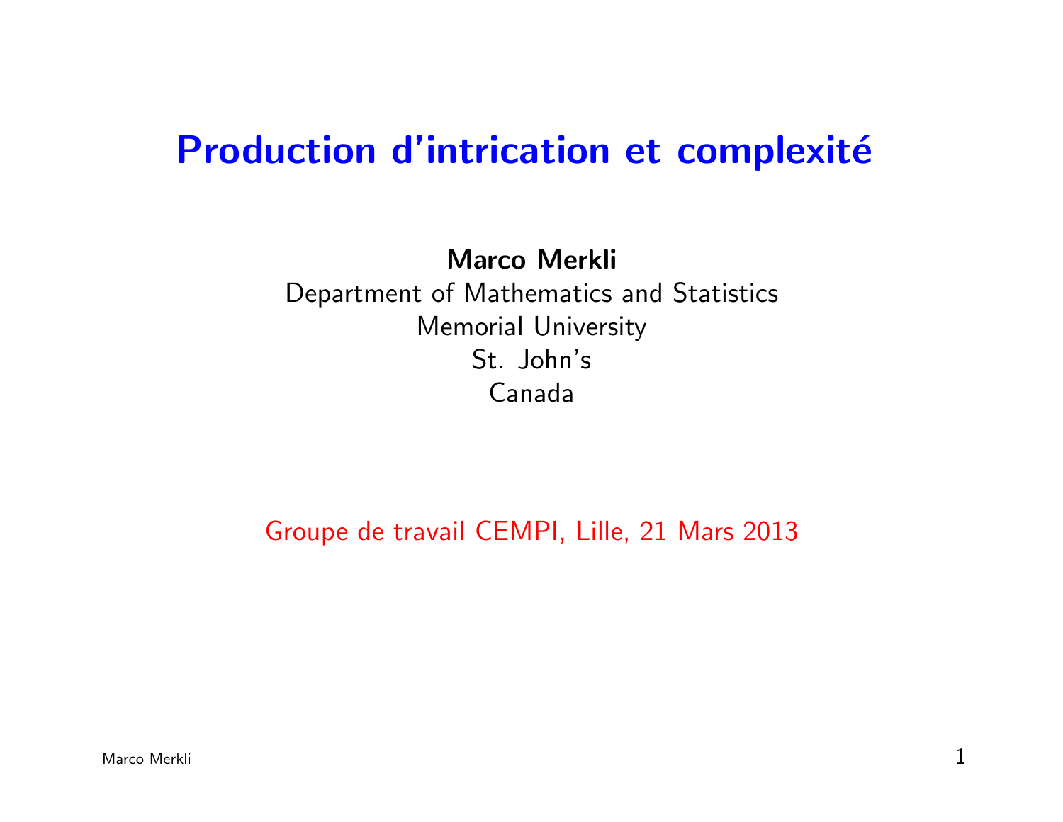# Production d'intrication et complexité

**Marco Merkli**
Department of Mathematics and Statistics
Memorial University
St. John's
Canada

Groupe de travail CEMPI, Lille, 21 Mars 2013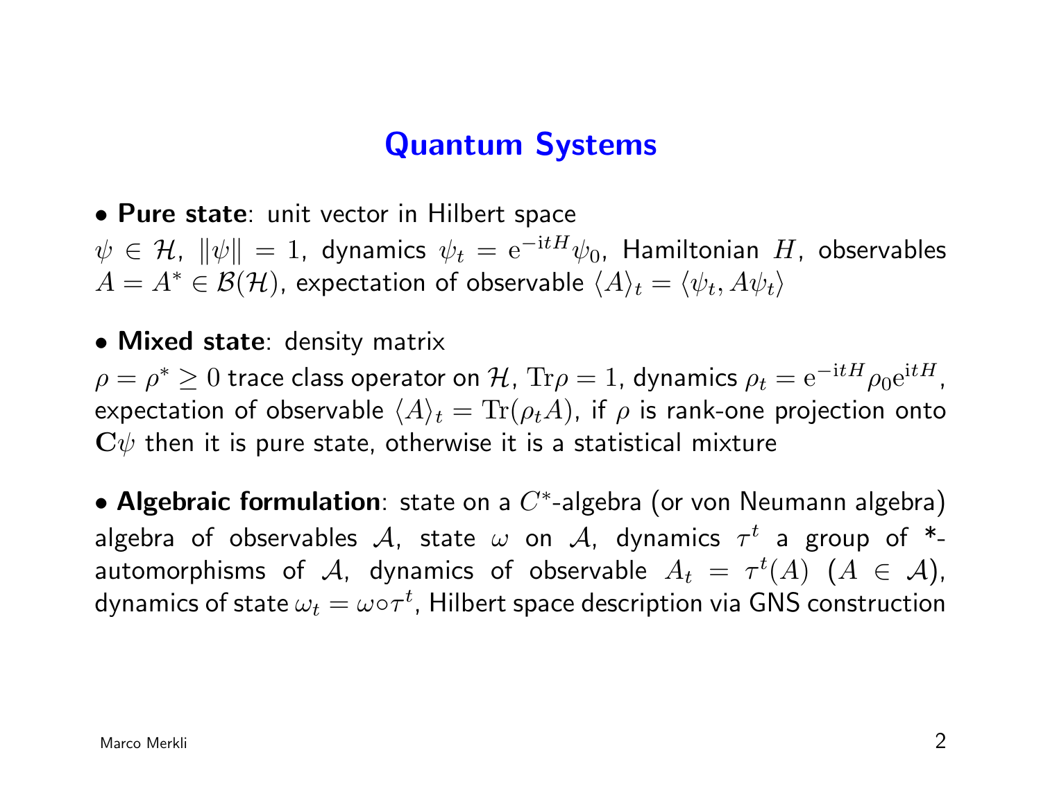# Quantum Systems

- **Pure state**: unit vector in Hilbert space

$\psi \in \mathcal{H}$, $\|\psi\| = 1$, dynamics $\psi_t = \mathrm{e}^{-\mathrm{i}tH}\psi_0$, Hamiltonian $H$, observables $A = A^* \in \mathcal{B}(\mathcal{H})$, expectation of observable $\langle A \rangle_t = \langle \psi_t, A\psi_t \rangle$

- **Mixed state**: density matrix

$\rho = \rho^* \geq 0$ trace class operator on $\mathcal{H}$, $\mathrm{Tr}\rho = 1$, dynamics $\rho_t = \mathrm{e}^{-\mathrm{i}tH}\rho_0\mathrm{e}^{\mathrm{i}tH}$, expectation of observable $\langle A \rangle_t = \mathrm{Tr}(\rho_t A)$, if $\rho$ is rank-one projection onto $\mathbf{C}\psi$ then it is pure state, otherwise it is a statistical mixture

- **Algebraic formulation**: state on a $C^*$-algebra (or von Neumann algebra) algebra of observables $\mathcal{A}$, state $\omega$ on $\mathcal{A}$, dynamics $\tau^t$ a group of *-automorphisms of $\mathcal{A}$, dynamics of observable $A_t = \tau^t(A)$ $(A \in \mathcal{A})$, dynamics of state $\omega_t = \omega \circ \tau^t$, Hilbert space description via GNS construction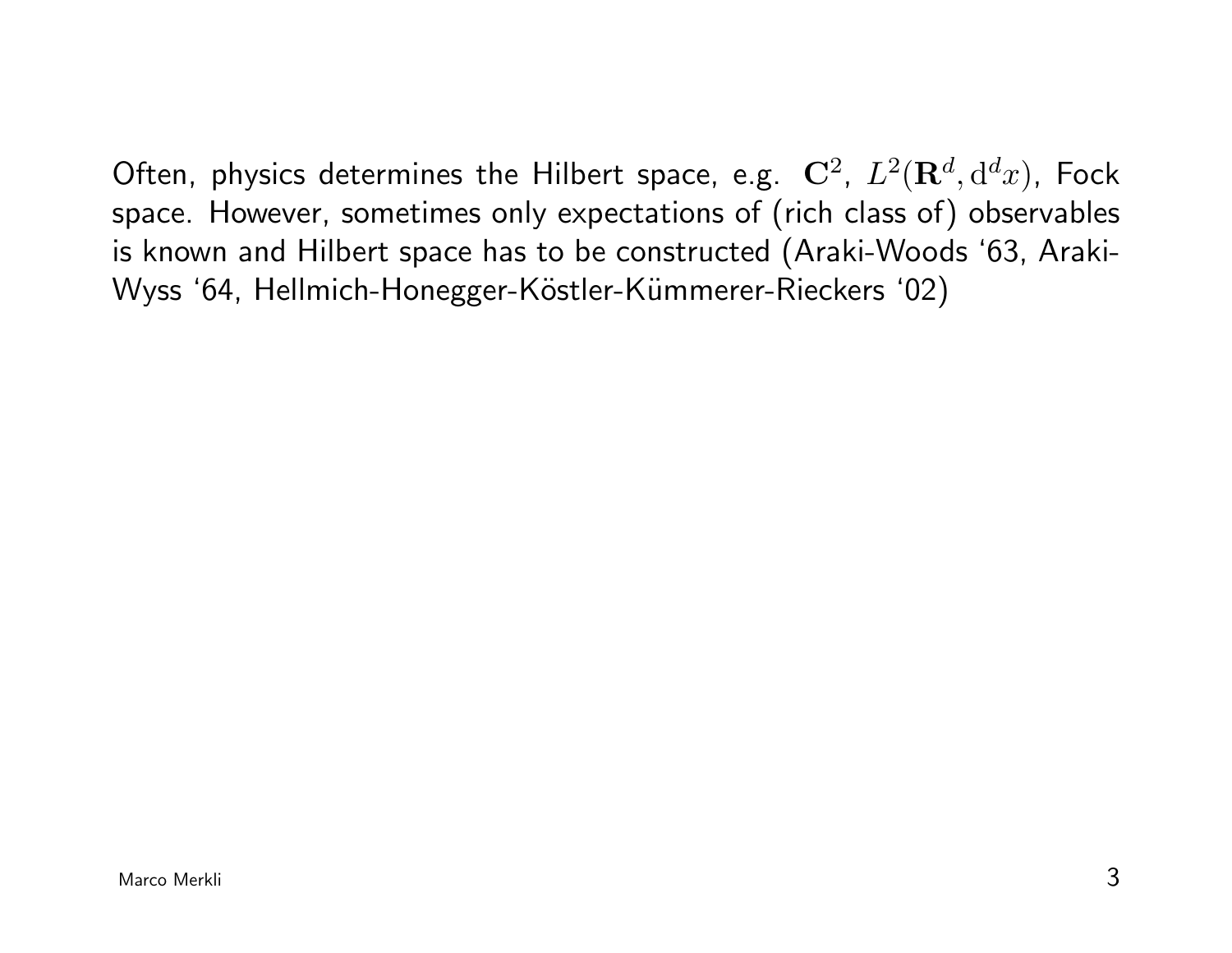Often, physics determines the Hilbert space, e.g. $\mathbf{C}^2$, $L^2(\mathbf{R}^d, \mathrm{d}^d x)$, Fock space. However, sometimes only expectations of (rich class of) observables is known and Hilbert space has to be constructed (Araki-Woods '63, Araki-Wyss '64, Hellmich-Honegger-Köstler-Kümmerer-Rieckers '02)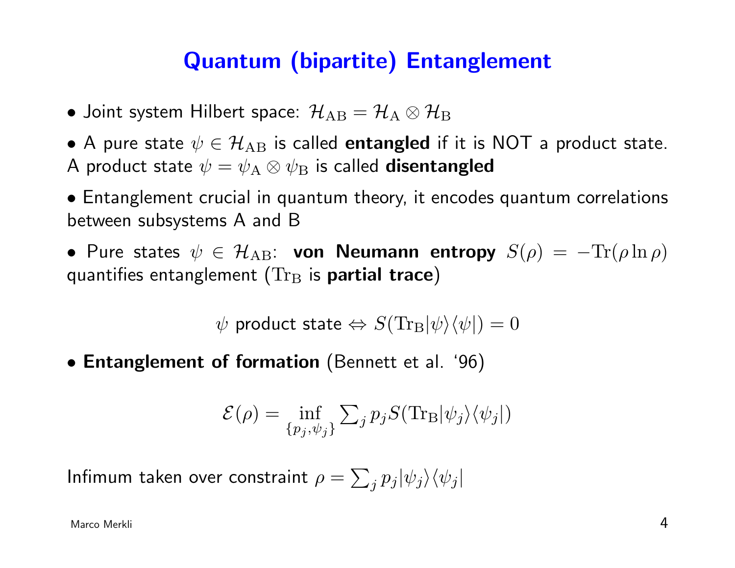# Quantum (bipartite) Entanglement

- Joint system Hilbert space: $\mathcal{H}_{\rm AB} = \mathcal{H}_{\rm A} \otimes \mathcal{H}_{\rm B}$

- A pure state $\psi \in \mathcal{H}_{\rm AB}$ is called **entangled** if it is NOT a product state. A product state $\psi = \psi_{\rm A} \otimes \psi_{\rm B}$ is called **disentangled**

- Entanglement crucial in quantum theory, it encodes quantum correlations between subsystems A and B

- Pure states $\psi \in \mathcal{H}_{\rm AB}$: **von Neumann entropy** $S(\rho) = -{\rm Tr}(\rho \ln \rho)$ quantifies entanglement (${\rm Tr}_{\rm B}$ is **partial trace**)

$$\psi \text{ product state} \Leftrightarrow S({\rm Tr}_{\rm B}|\psi\rangle\langle\psi|) = 0$$

- **Entanglement of formation** (Bennett et al. '96)

$$\mathcal{E}(\rho) = \inf_{\{p_j, \psi_j\}} \sum_j p_j S({\rm Tr}_{\rm B}|\psi_j\rangle\langle\psi_j|)$$

Infimum taken over constraint $\rho = \sum_j p_j |\psi_j\rangle\langle\psi_j|$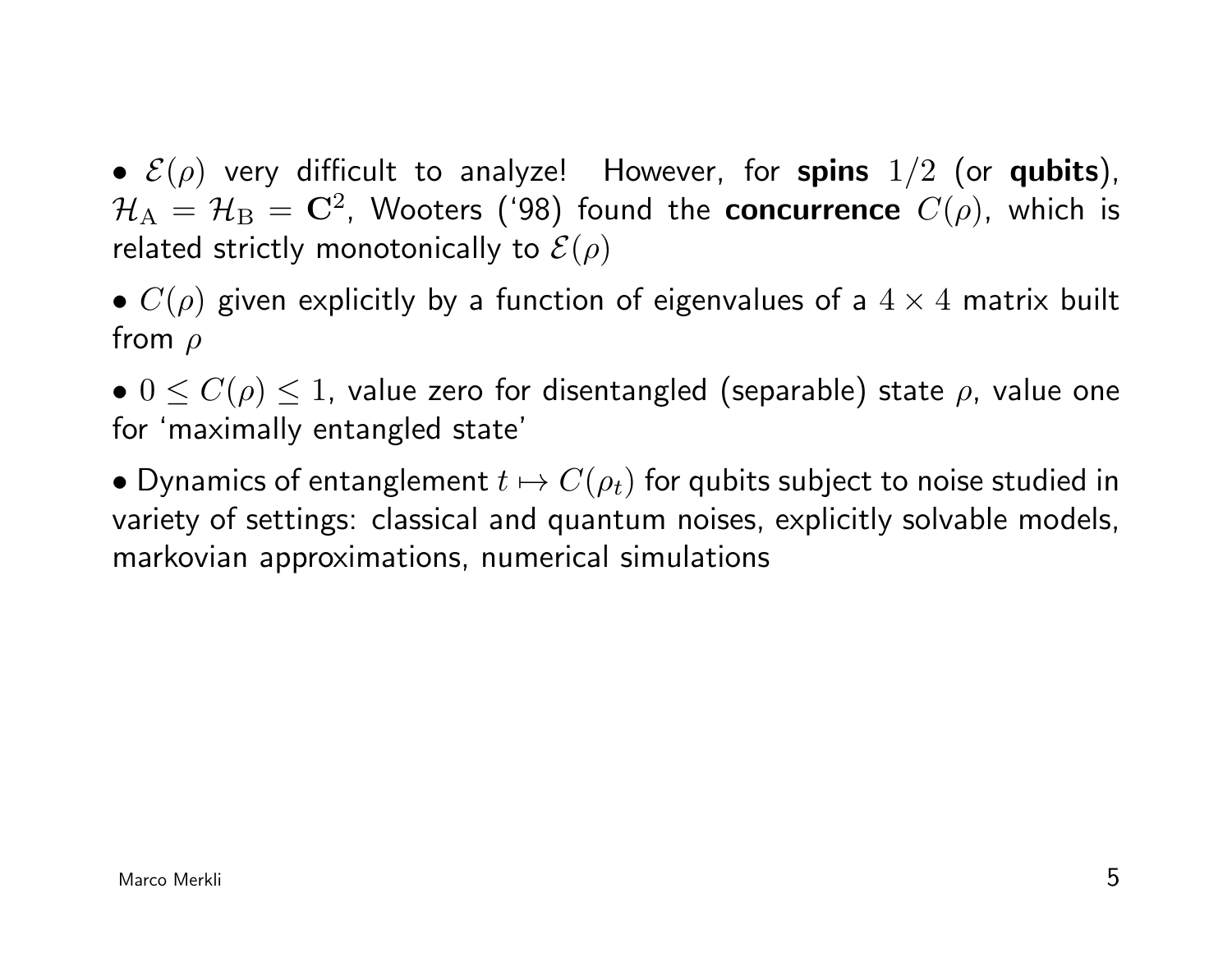- $\mathcal{E}(\rho)$ very difficult to analyze! However, for **spins** $1/2$ (or **qubits**), $\mathcal{H}_{\rm A} = \mathcal{H}_{\rm B} = \mathbf{C}^2$, Wooters ('98) found the **concurrence** $C(\rho)$, which is related strictly monotonically to $\mathcal{E}(\rho)$

- $C(\rho)$ given explicitly by a function of eigenvalues of a $4 \times 4$ matrix built from $\rho$

- $0 \leq C(\rho) \leq 1$, value zero for disentangled (separable) state $\rho$, value one for 'maximally entangled state'

- Dynamics of entanglement $t \mapsto C(\rho_t)$ for qubits subject to noise studied in variety of settings: classical and quantum noises, explicitly solvable models, markovian approximations, numerical simulations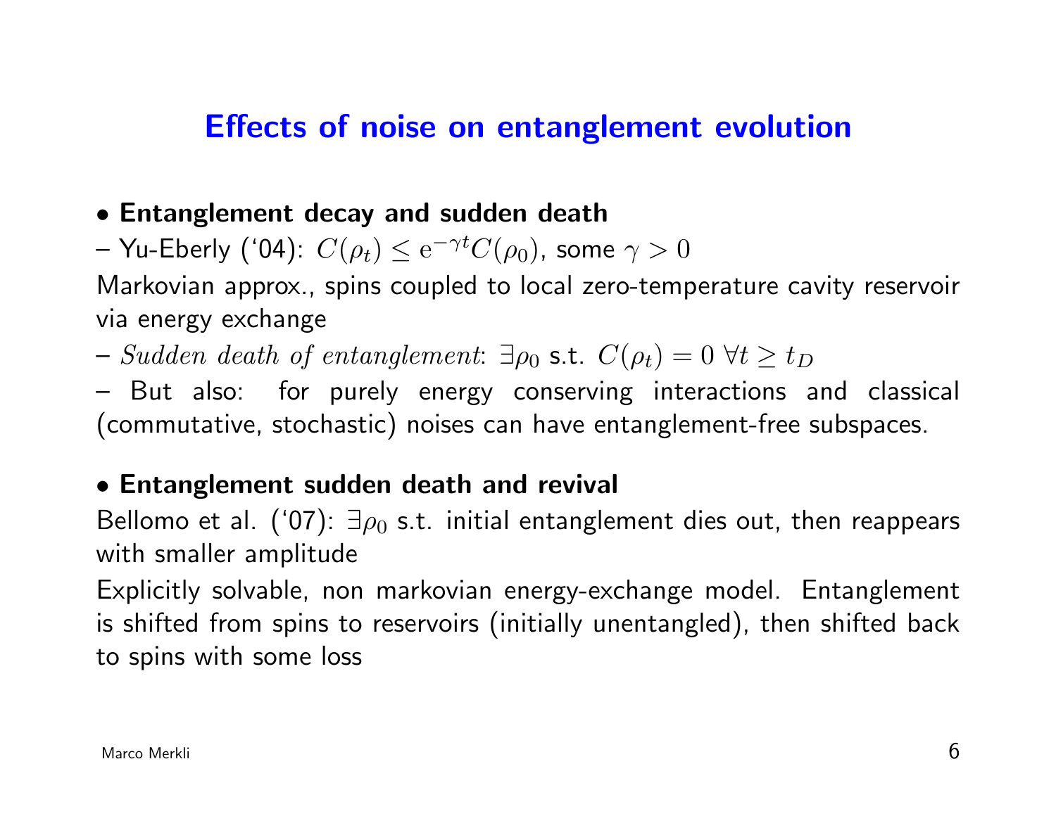# Effects of noise on entanglement evolution

- **Entanglement decay and sudden death**

– Yu-Eberly ('04): $C(\rho_t) \leq \mathrm{e}^{-\gamma t} C(\rho_0)$, some $\gamma > 0$

Markovian approx., spins coupled to local zero-temperature cavity reservoir via energy exchange

– *Sudden death of entanglement*: $\exists \rho_0$ s.t. $C(\rho_t) = 0 \; \forall t \geq t_D$

– But also: for purely energy conserving interactions and classical (commutative, stochastic) noises can have entanglement-free subspaces.

- **Entanglement sudden death and revival**

Bellomo et al. ('07): $\exists \rho_0$ s.t. initial entanglement dies out, then reappears with smaller amplitude

Explicitly solvable, non markovian energy-exchange model. Entanglement is shifted from spins to reservoirs (initially unentangled), then shifted back to spins with some loss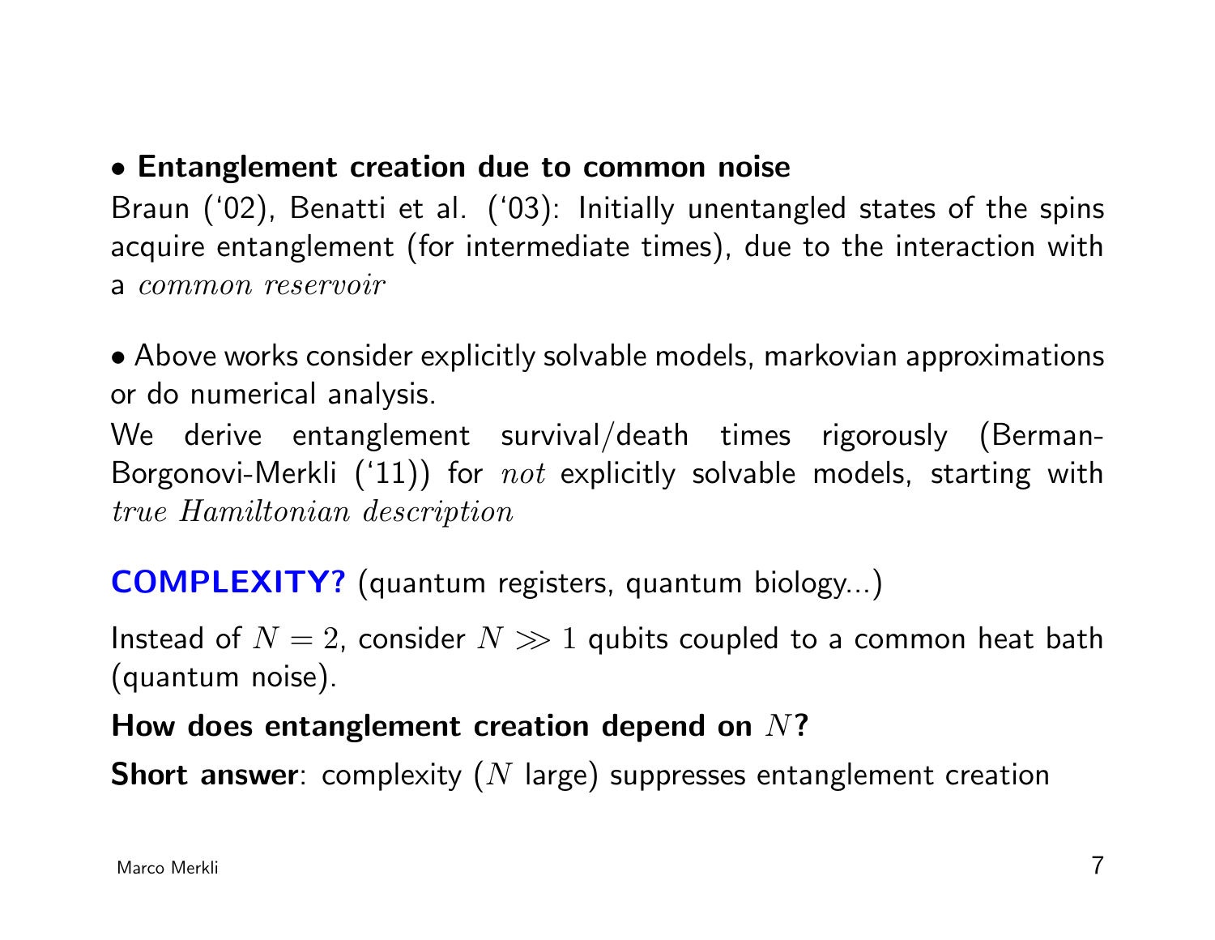• **Entanglement creation due to common noise**

Braun ('02), Benatti et al. ('03): Initially unentangled states of the spins acquire entanglement (for intermediate times), due to the interaction with a *common reservoir*

• Above works consider explicitly solvable models, markovian approximations or do numerical analysis.

We derive entanglement survival/death times rigorously (Berman-Borgonovi-Merkli ('11)) for *not* explicitly solvable models, starting with *true Hamiltonian description*

**COMPLEXITY?** (quantum registers, quantum biology...)

Instead of $N = 2$, consider $N \gg 1$ qubits coupled to a common heat bath (quantum noise).

**How does entanglement creation depend on $N$?**

**Short answer**: complexity ($N$ large) suppresses entanglement creation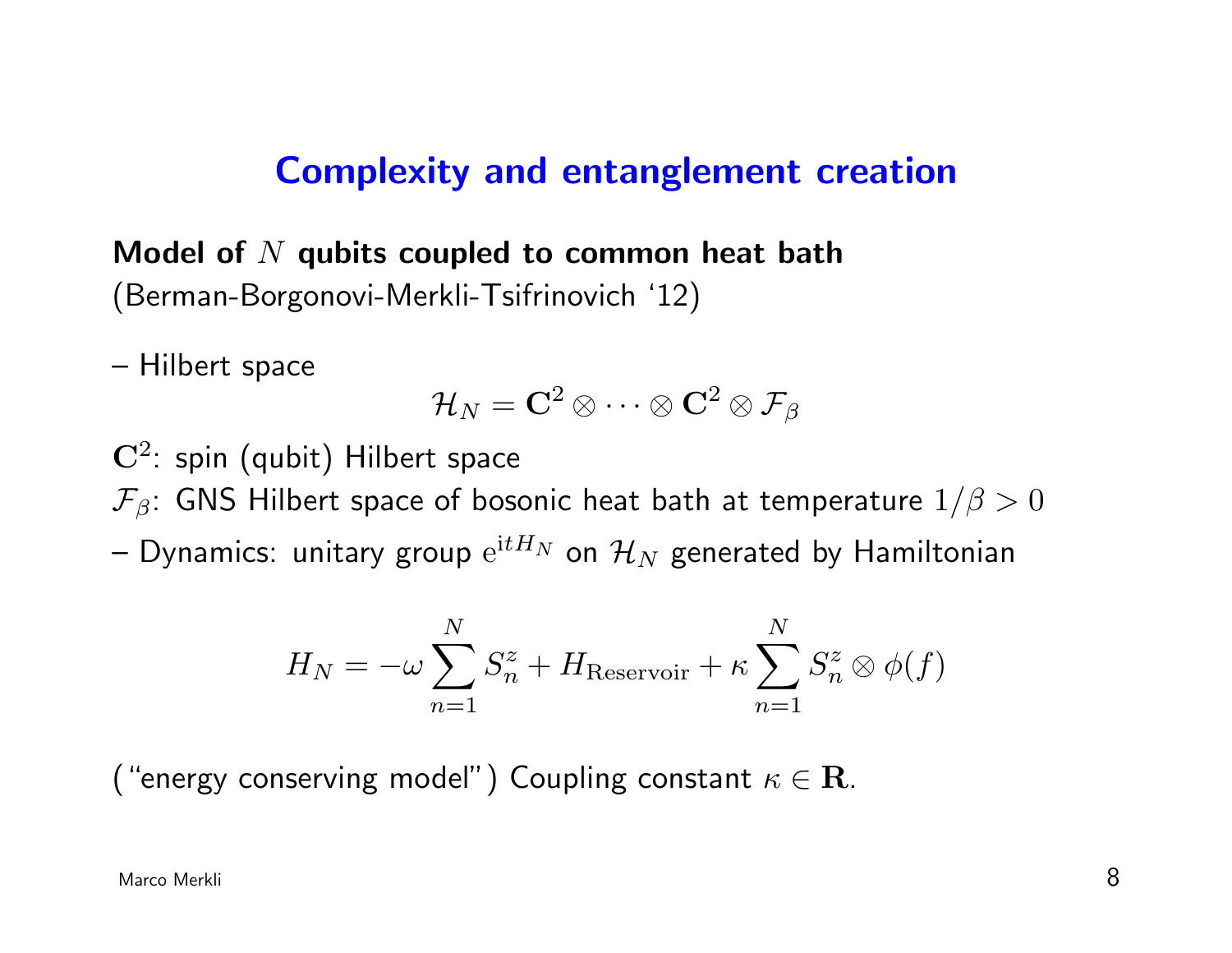# Complexity and entanglement creation

**Model of $N$ qubits coupled to common heat bath**
(Berman-Borgonovi-Merkli-Tsifrinovich '12)

– Hilbert space

$$\mathcal{H}_N = \mathbf{C}^2 \otimes \cdots \otimes \mathbf{C}^2 \otimes \mathcal{F}_\beta$$

$\mathbf{C}^2$: spin (qubit) Hilbert space

$\mathcal{F}_\beta$: GNS Hilbert space of bosonic heat bath at temperature $1/\beta > 0$

– Dynamics: unitary group $\mathrm{e}^{\mathrm{i}tH_N}$ on $\mathcal{H}_N$ generated by Hamiltonian

$$H_N = -\omega \sum_{n=1}^{N} S_n^z + H_{\mathrm{Reservoir}} + \kappa \sum_{n=1}^{N} S_n^z \otimes \phi(f)$$

("energy conserving model") Coupling constant $\kappa \in \mathbf{R}$.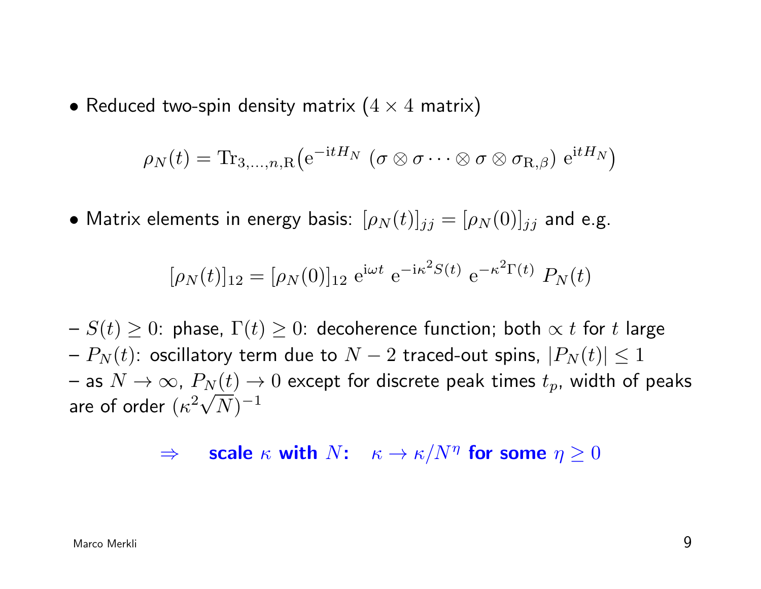- Reduced two-spin density matrix ($4 \times 4$ matrix)

$$\rho_N(t) = \mathrm{Tr}_{3,\ldots,n,\mathrm{R}}\big(\mathrm{e}^{-\mathrm{i}tH_N}\ (\sigma \otimes \sigma \cdots \otimes \sigma \otimes \sigma_{\mathrm{R},\beta})\ \mathrm{e}^{\mathrm{i}tH_N}\big)$$

- Matrix elements in energy basis: $[\rho_N(t)]_{jj} = [\rho_N(0)]_{jj}$ and e.g.

$$[\rho_N(t)]_{12} = [\rho_N(0)]_{12}\ \mathrm{e}^{\mathrm{i}\omega t}\ \mathrm{e}^{-\mathrm{i}\kappa^2 S(t)}\ \mathrm{e}^{-\kappa^2 \Gamma(t)}\ P_N(t)$$

– $S(t) \geq 0$: phase, $\Gamma(t) \geq 0$: decoherence function; both $\propto t$ for $t$ large
– $P_N(t)$: oscillatory term due to $N-2$ traced-out spins, $|P_N(t)| \leq 1$
– as $N \to \infty$, $P_N(t) \to 0$ except for discrete peak times $t_p$, width of peaks are of order $(\kappa^2\sqrt{N})^{-1}$

$\Rightarrow$ **scale $\kappa$ with $N$:** $\kappa \to \kappa/N^\eta$ **for some $\eta \geq 0$**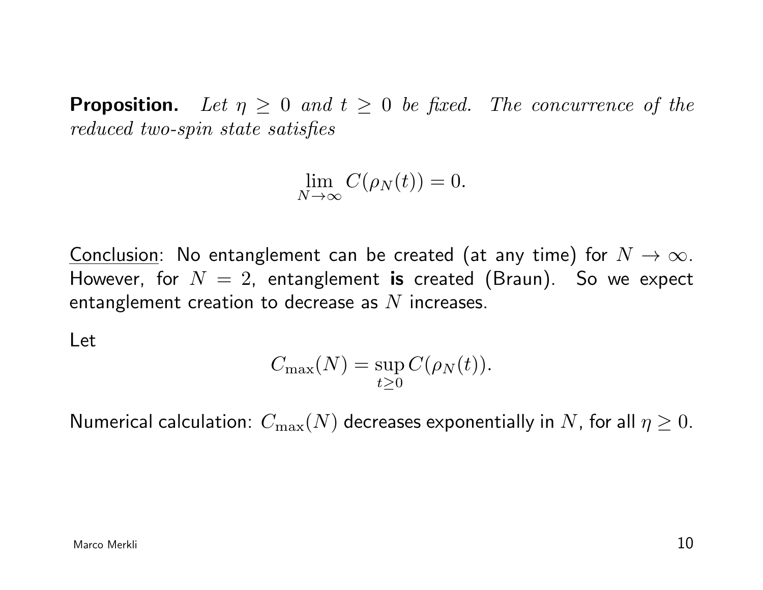**Proposition.** *Let $\eta \geq 0$ and $t \geq 0$ be fixed. The concurrence of the reduced two-spin state satisfies*

$$\lim_{N\to\infty} C(\rho_N(t)) = 0.$$

Conclusion: No entanglement can be created (at any time) for $N \to \infty$. However, for $N = 2$, entanglement **is** created (Braun). So we expect entanglement creation to decrease as $N$ increases.

Let

$$C_{\max}(N) = \sup_{t\geq 0} C(\rho_N(t)).$$

Numerical calculation: $C_{\max}(N)$ decreases exponentially in $N$, for all $\eta \geq 0$.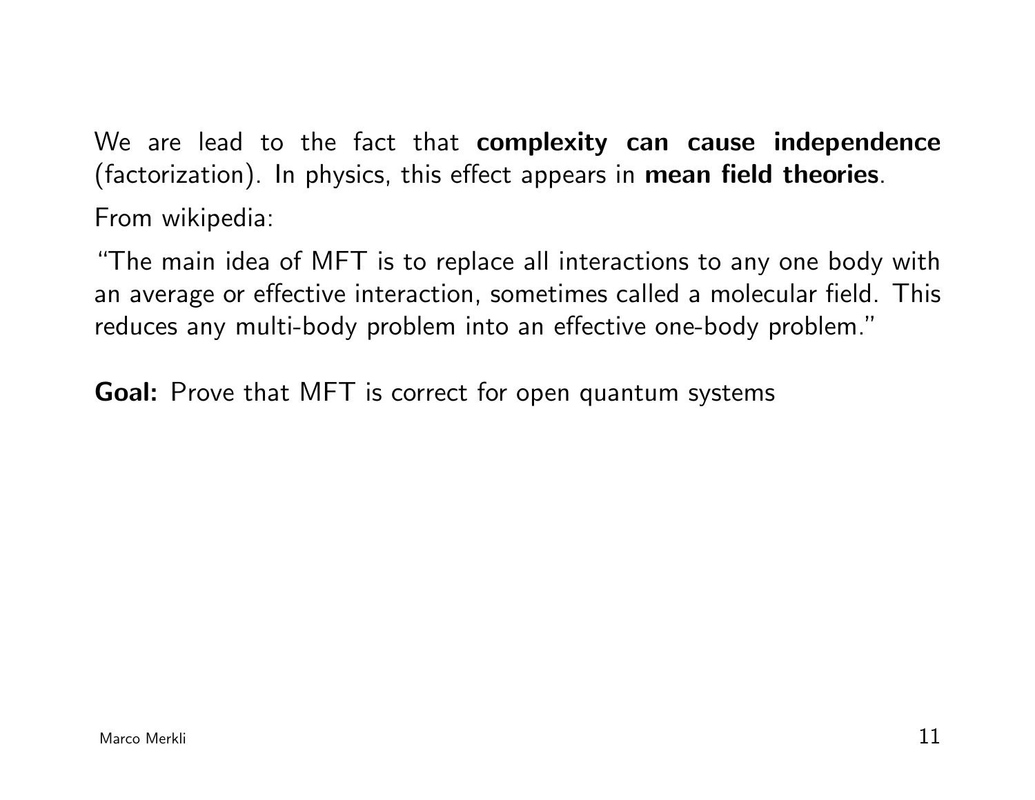We are lead to the fact that **complexity can cause independence** (factorization). In physics, this effect appears in **mean field theories**.

From wikipedia:

"The main idea of MFT is to replace all interactions to any one body with an average or effective interaction, sometimes called a molecular field. This reduces any multi-body problem into an effective one-body problem."

**Goal:** Prove that MFT is correct for open quantum systems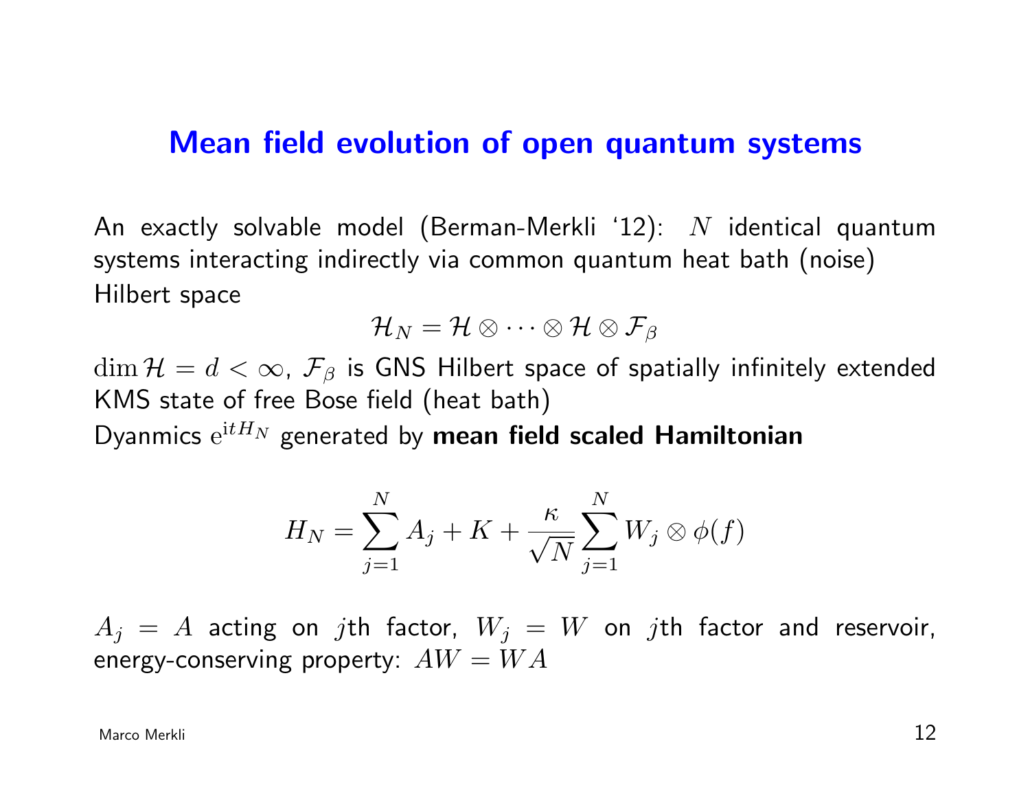## Mean field evolution of open quantum systems

An exactly solvable model (Berman-Merkli '12): $N$ identical quantum systems interacting indirectly via common quantum heat bath (noise)
Hilbert space

$$\mathcal{H}_N = \mathcal{H} \otimes \cdots \otimes \mathcal{H} \otimes \mathcal{F}_\beta$$

$\dim \mathcal{H} = d < \infty$, $\mathcal{F}_\beta$ is GNS Hilbert space of spatially infinitely extended KMS state of free Bose field (heat bath)
Dyanmics $\mathrm{e}^{\mathrm{i}tH_N}$ generated by **mean field scaled Hamiltonian**

$$H_N = \sum_{j=1}^{N} A_j + K + \frac{\kappa}{\sqrt{N}} \sum_{j=1}^{N} W_j \otimes \phi(f)$$

$A_j = A$ acting on $j$th factor, $W_j = W$ on $j$th factor and reservoir, energy-conserving property: $AW = WA$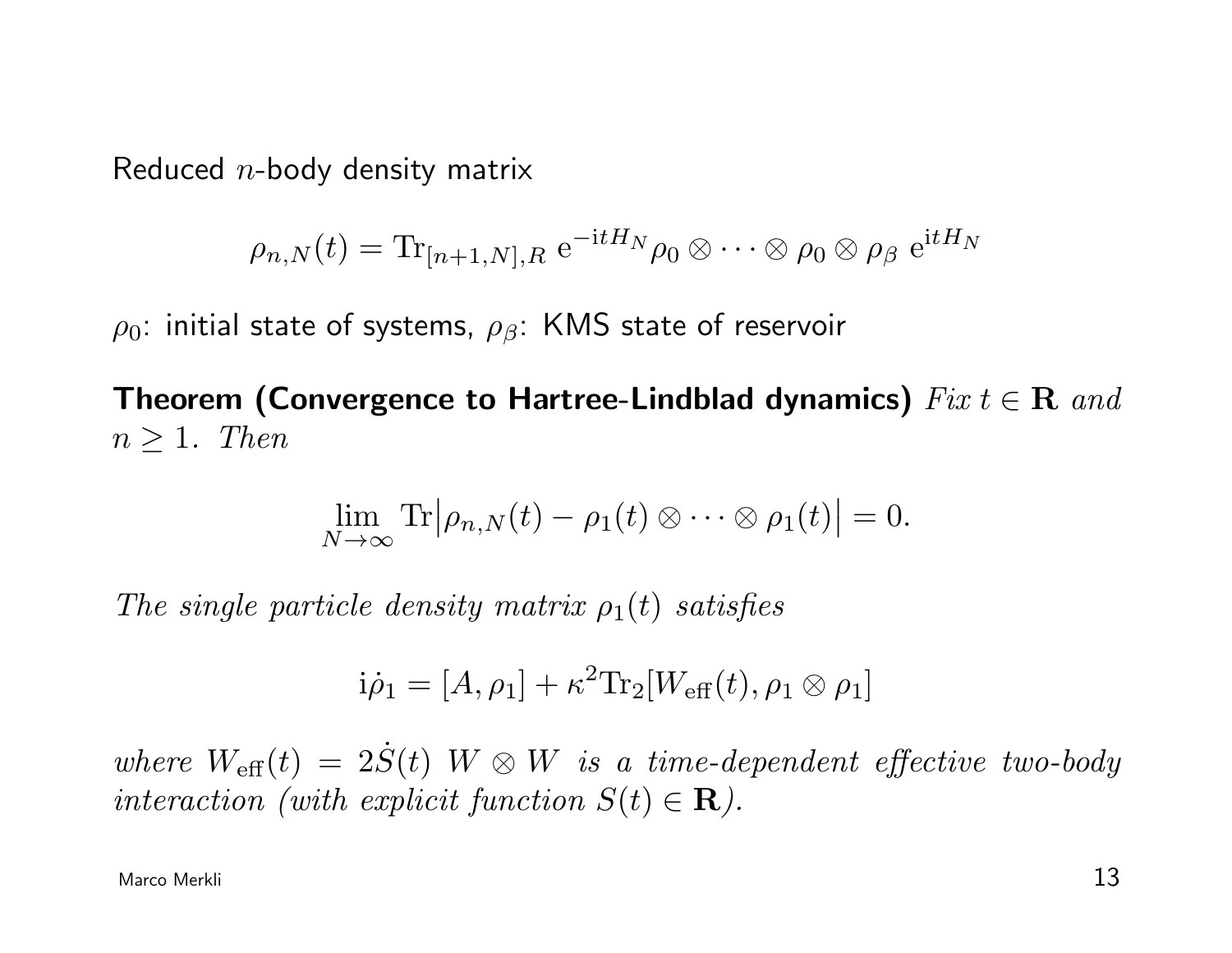Reduced $n$-body density matrix

$$\rho_{n,N}(t) = \mathrm{Tr}_{[n+1,N],R}\ \mathrm{e}^{-\mathrm{i}tH_N} \rho_0 \otimes \cdots \otimes \rho_0 \otimes \rho_\beta\ \mathrm{e}^{\mathrm{i}tH_N}$$

$\rho_0$: initial state of systems, $\rho_\beta$: KMS state of reservoir

**Theorem (Convergence to Hartree-Lindblad dynamics)** *Fix $t \in \mathbf{R}$ and $n \geq 1$. Then*

$$\lim_{N\to\infty} \mathrm{Tr}\big|\rho_{n,N}(t) - \rho_1(t) \otimes \cdots \otimes \rho_1(t)\big| = 0.$$

*The single particle density matrix $\rho_1(t)$ satisfies*

$$\mathrm{i}\dot{\rho}_1 = [A, \rho_1] + \kappa^2 \mathrm{Tr}_2[W_{\mathrm{eff}}(t), \rho_1 \otimes \rho_1]$$

*where $W_{\mathrm{eff}}(t) = 2\dot{S}(t)\ W \otimes W$ is a time-dependent effective two-body interaction (with explicit function $S(t) \in \mathbf{R}$).*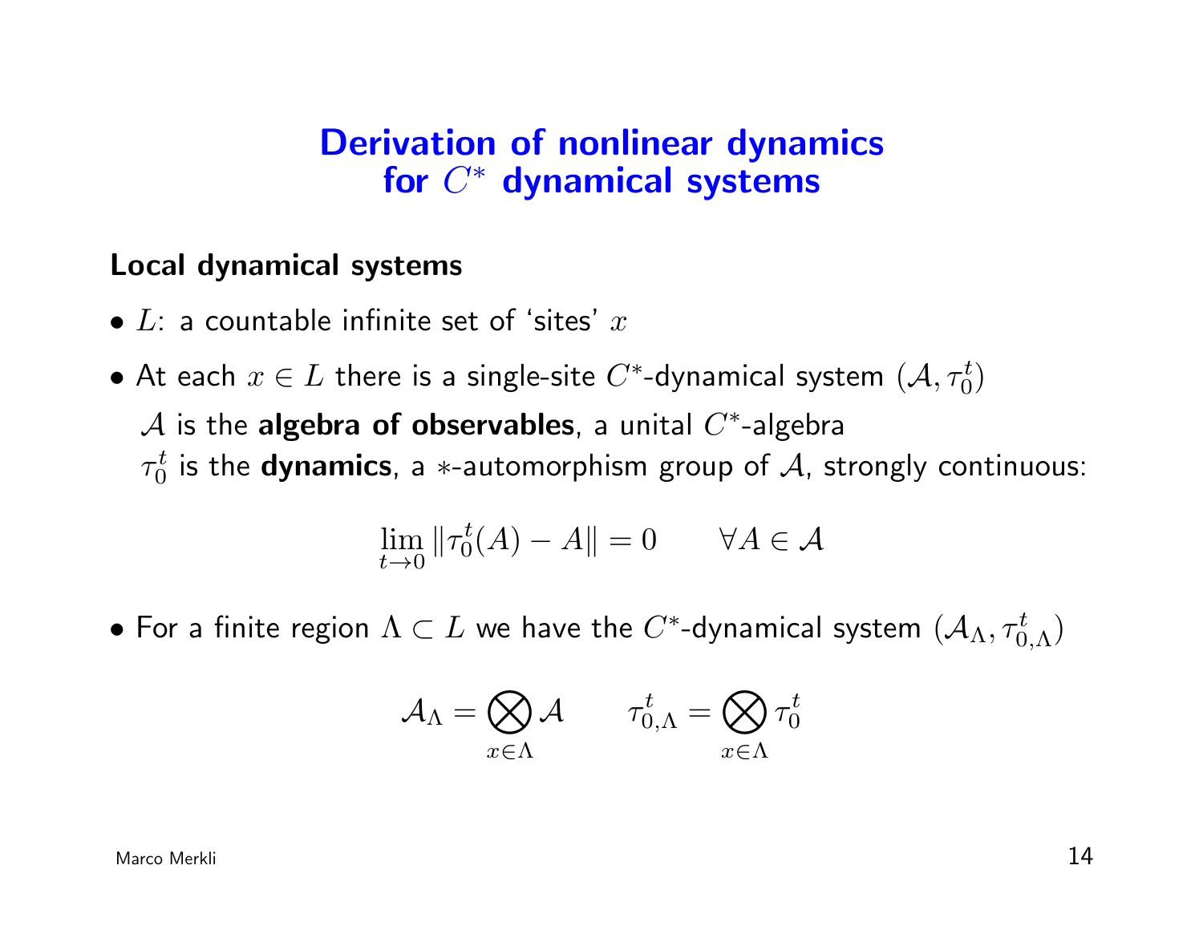# Derivation of nonlinear dynamics for $C^*$ dynamical systems

## Local dynamical systems

- $L$: a countable infinite set of 'sites' $x$
- At each $x \in L$ there is a single-site $C^*$-dynamical system $(\mathcal{A}, \tau_0^t)$

  $\mathcal{A}$ is the **algebra of observables**, a unital $C^*$-algebra

  $\tau_0^t$ is the **dynamics**, a $*$-automorphism group of $\mathcal{A}$, strongly continuous:

$$\lim_{t \to 0} \|\tau_0^t(A) - A\| = 0 \qquad \forall A \in \mathcal{A}$$

- For a finite region $\Lambda \subset L$ we have the $C^*$-dynamical system $(\mathcal{A}_\Lambda, \tau_{0,\Lambda}^t)$

$$\mathcal{A}_\Lambda = \bigotimes_{x \in \Lambda} \mathcal{A} \qquad \tau_{0,\Lambda}^t = \bigotimes_{x \in \Lambda} \tau_0^t$$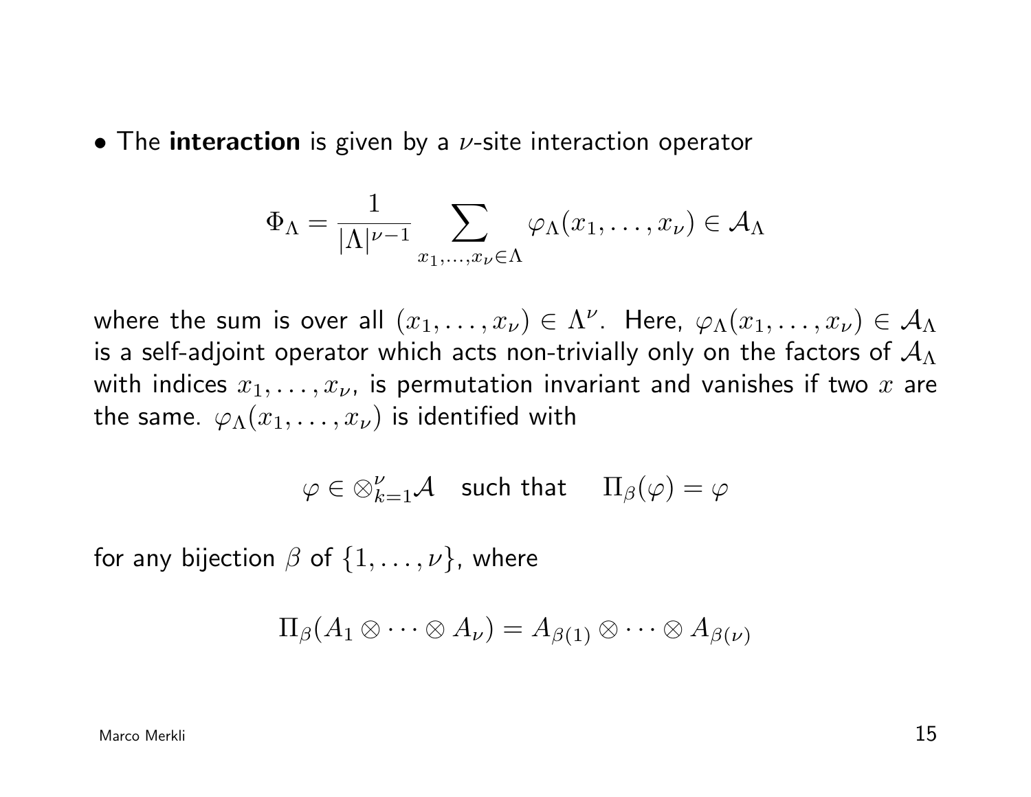- The **interaction** is given by a $\nu$-site interaction operator

$$\Phi_\Lambda = \frac{1}{|\Lambda|^{\nu-1}} \sum_{x_1,\dots,x_\nu \in \Lambda} \varphi_\Lambda(x_1,\dots,x_\nu) \in \mathcal{A}_\Lambda$$

where the sum is over all $(x_1,\dots,x_\nu) \in \Lambda^\nu$. Here, $\varphi_\Lambda(x_1,\dots,x_\nu) \in \mathcal{A}_\Lambda$ is a self-adjoint operator which acts non-trivially only on the factors of $\mathcal{A}_\Lambda$ with indices $x_1,\dots,x_\nu$, is permutation invariant and vanishes if two $x$ are the same. $\varphi_\Lambda(x_1,\dots,x_\nu)$ is identified with

$$\varphi \in \otimes_{k=1}^{\nu} \mathcal{A} \quad \text{such that} \quad \Pi_\beta(\varphi) = \varphi$$

for any bijection $\beta$ of $\{1,\dots,\nu\}$, where

$$\Pi_\beta(A_1 \otimes \cdots \otimes A_\nu) = A_{\beta(1)} \otimes \cdots \otimes A_{\beta(\nu)}$$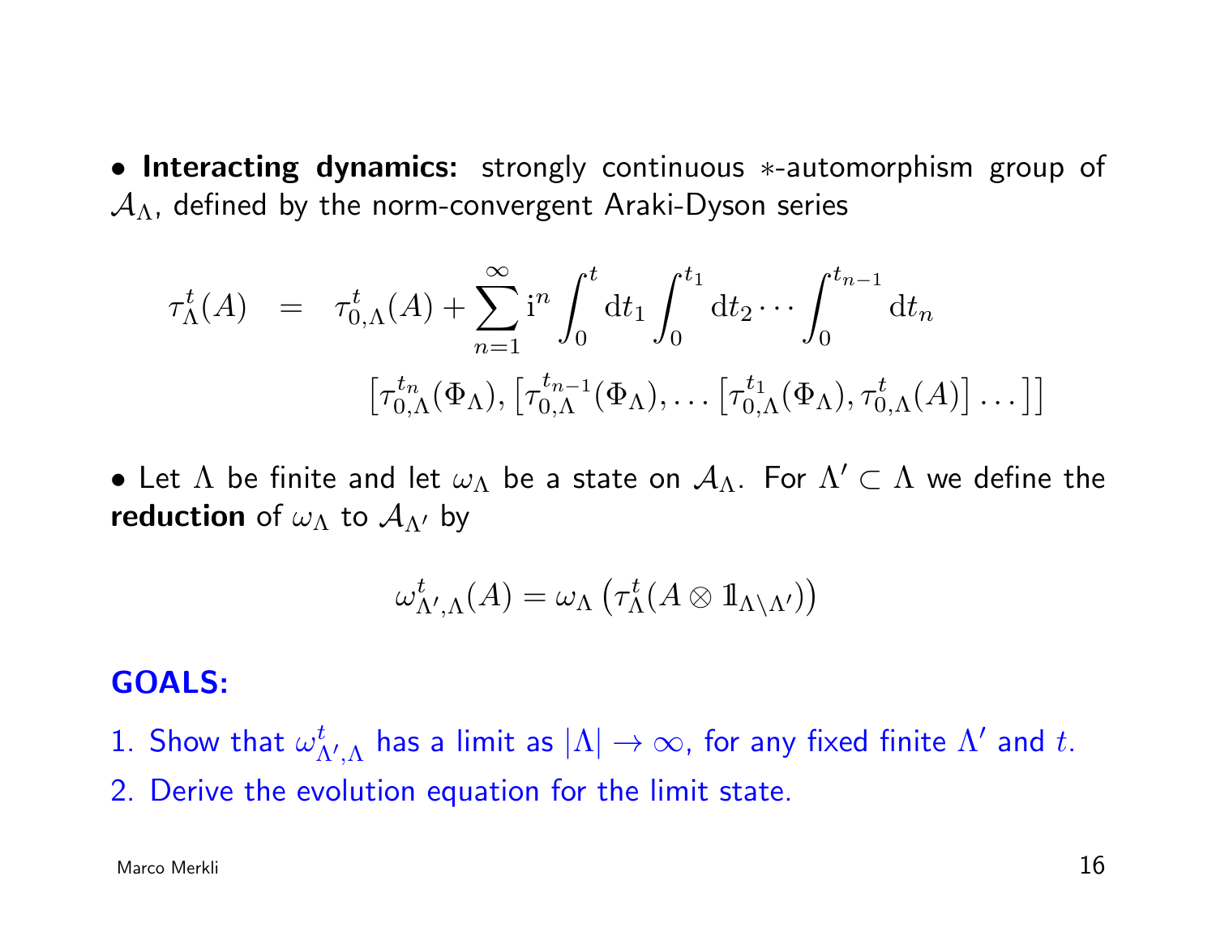• **Interacting dynamics:** strongly continuous $*$-automorphism group of $\mathcal{A}_\Lambda$, defined by the norm-convergent Araki-Dyson series

$$
\begin{aligned}
\tau_\Lambda^t(A) \;\; = \;\; & \tau_{0,\Lambda}^t(A) + \sum_{n=1}^\infty \mathrm{i}^n \int_0^t \mathrm{d}t_1 \int_0^{t_1} \mathrm{d}t_2 \cdots \int_0^{t_{n-1}} \mathrm{d}t_n \\
& \qquad \left[\tau_{0,\Lambda}^{t_n}(\Phi_\Lambda), \left[\tau_{0,\Lambda}^{t_{n-1}}(\Phi_\Lambda), \ldots \left[\tau_{0,\Lambda}^{t_1}(\Phi_\Lambda), \tau_{0,\Lambda}^t(A)\right] \ldots \right]\right]
\end{aligned}
$$

• Let $\Lambda$ be finite and let $\omega_\Lambda$ be a state on $\mathcal{A}_\Lambda$. For $\Lambda' \subset \Lambda$ we define the **reduction** of $\omega_\Lambda$ to $\mathcal{A}_{\Lambda'}$ by

$$
\omega_{\Lambda',\Lambda}^t(A) = \omega_\Lambda\left(\tau_\Lambda^t(A \otimes \mathbb{1}_{\Lambda\setminus\Lambda'})\right)
$$

**GOALS:**

1. Show that $\omega_{\Lambda',\Lambda}^t$ has a limit as $|\Lambda| \to \infty$, for any fixed finite $\Lambda'$ and $t$.
2. Derive the evolution equation for the limit state.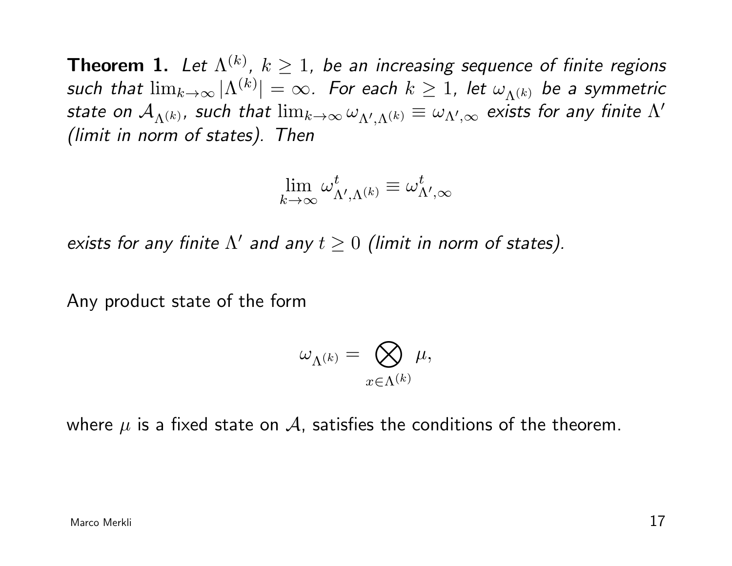**Theorem 1.** *Let $\Lambda^{(k)}$, $k \geq 1$, be an increasing sequence of finite regions such that $\lim_{k\to\infty} |\Lambda^{(k)}| = \infty$. For each $k \geq 1$, let $\omega_{\Lambda^{(k)}}$ be a symmetric state on $\mathcal{A}_{\Lambda^{(k)}}$, such that $\lim_{k\to\infty} \omega_{\Lambda',\Lambda^{(k)}} \equiv \omega_{\Lambda',\infty}$ exists for any finite $\Lambda'$ (limit in norm of states). Then*

$$\lim_{k\to\infty} \omega^t_{\Lambda',\Lambda^{(k)}} \equiv \omega^t_{\Lambda',\infty}$$

*exists for any finite $\Lambda'$ and any $t \geq 0$ (limit in norm of states).*

Any product state of the form

$$\omega_{\Lambda^{(k)}} = \bigotimes_{x\in\Lambda^{(k)}} \mu,$$

where $\mu$ is a fixed state on $\mathcal{A}$, satisfies the conditions of the theorem.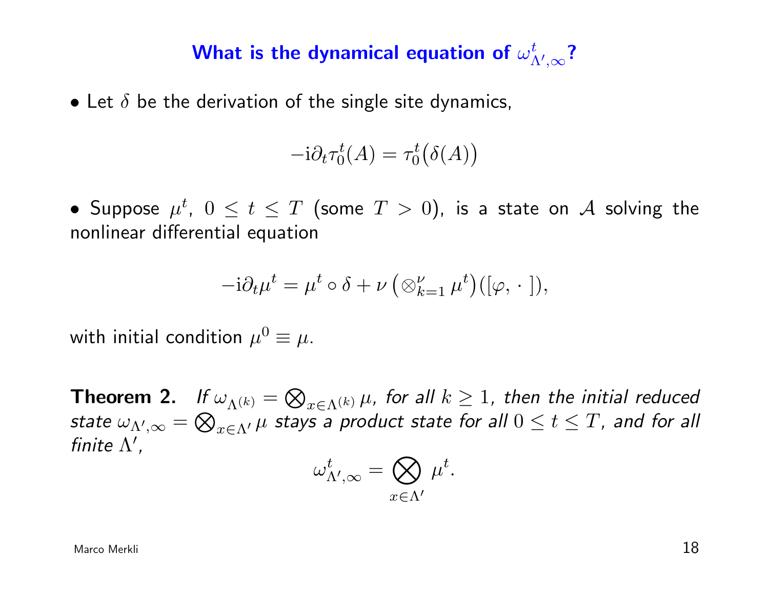## What is the dynamical equation of $\omega^t_{\Lambda',\infty}$?

- Let $\delta$ be the derivation of the single site dynamics,

$$-\mathrm{i}\partial_t \tau_0^t(A) = \tau_0^t\big(\delta(A)\big)$$

- Suppose $\mu^t$, $0 \le t \le T$ (some $T > 0$), is a state on $\mathcal{A}$ solving the nonlinear differential equation

$$-\mathrm{i}\partial_t \mu^t = \mu^t \circ \delta + \nu \left(\otimes_{k=1}^{\nu} \mu^t\right)([\varphi, \cdot\,]),$$

with initial condition $\mu^0 \equiv \mu$.

**Theorem 2.** *If $\omega_{\Lambda^{(k)}} = \bigotimes_{x\in\Lambda^{(k)}} \mu$, for all $k \ge 1$, then the initial reduced state $\omega_{\Lambda',\infty} = \bigotimes_{x\in\Lambda'} \mu$ stays a product state for all $0 \le t \le T$, and for all finite $\Lambda'$,*

$$\omega^t_{\Lambda',\infty} = \bigotimes_{x\in\Lambda'} \mu^t.$$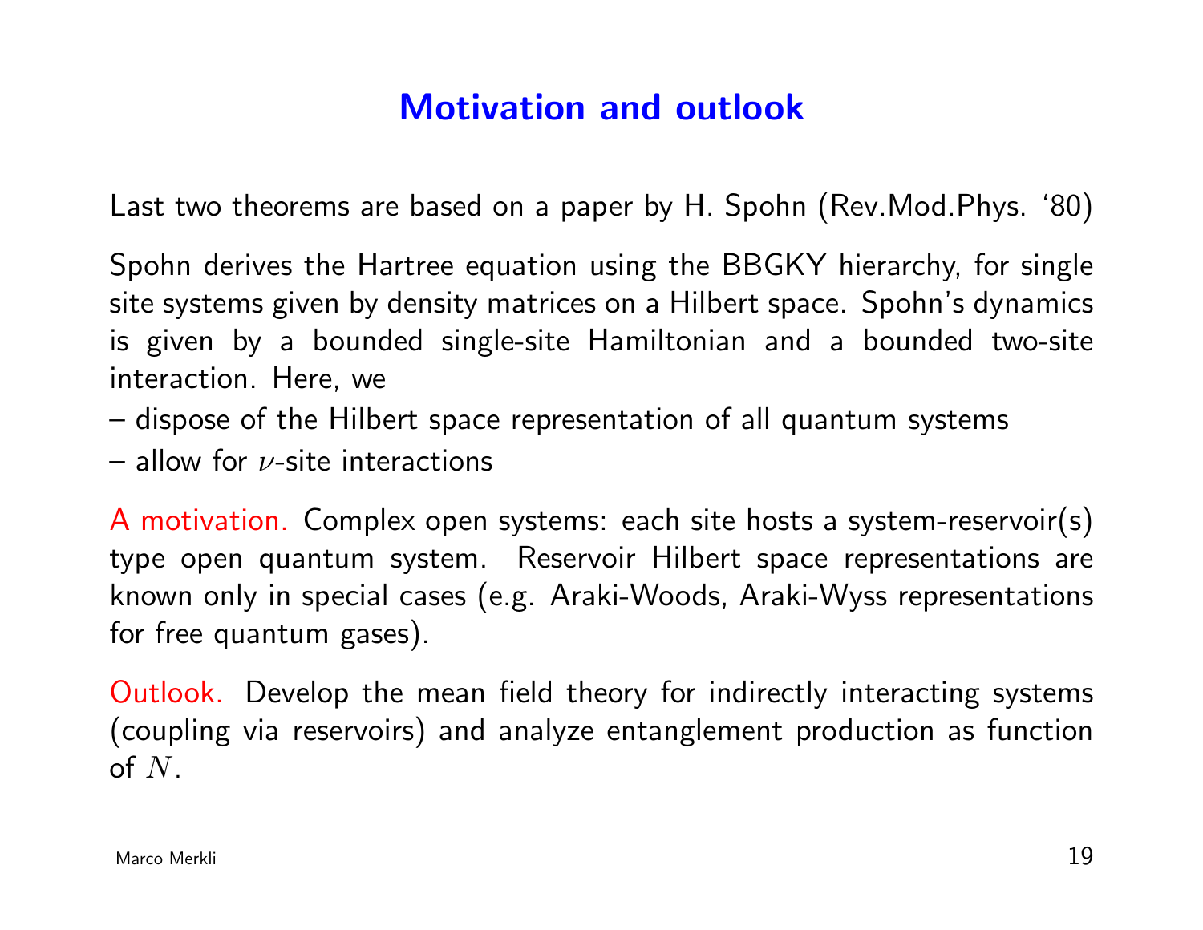# Motivation and outlook

Last two theorems are based on a paper by H. Spohn (Rev.Mod.Phys. '80)

Spohn derives the Hartree equation using the BBGKY hierarchy, for single site systems given by density matrices on a Hilbert space. Spohn's dynamics is given by a bounded single-site Hamiltonian and a bounded two-site interaction. Here, we

– dispose of the Hilbert space representation of all quantum systems

– allow for $\nu$-site interactions

A motivation. Complex open systems: each site hosts a system-reservoir(s) type open quantum system. Reservoir Hilbert space representations are known only in special cases (e.g. Araki-Woods, Araki-Wyss representations for free quantum gases).

Outlook. Develop the mean field theory for indirectly interacting systems (coupling via reservoirs) and analyze entanglement production as function of $N$.